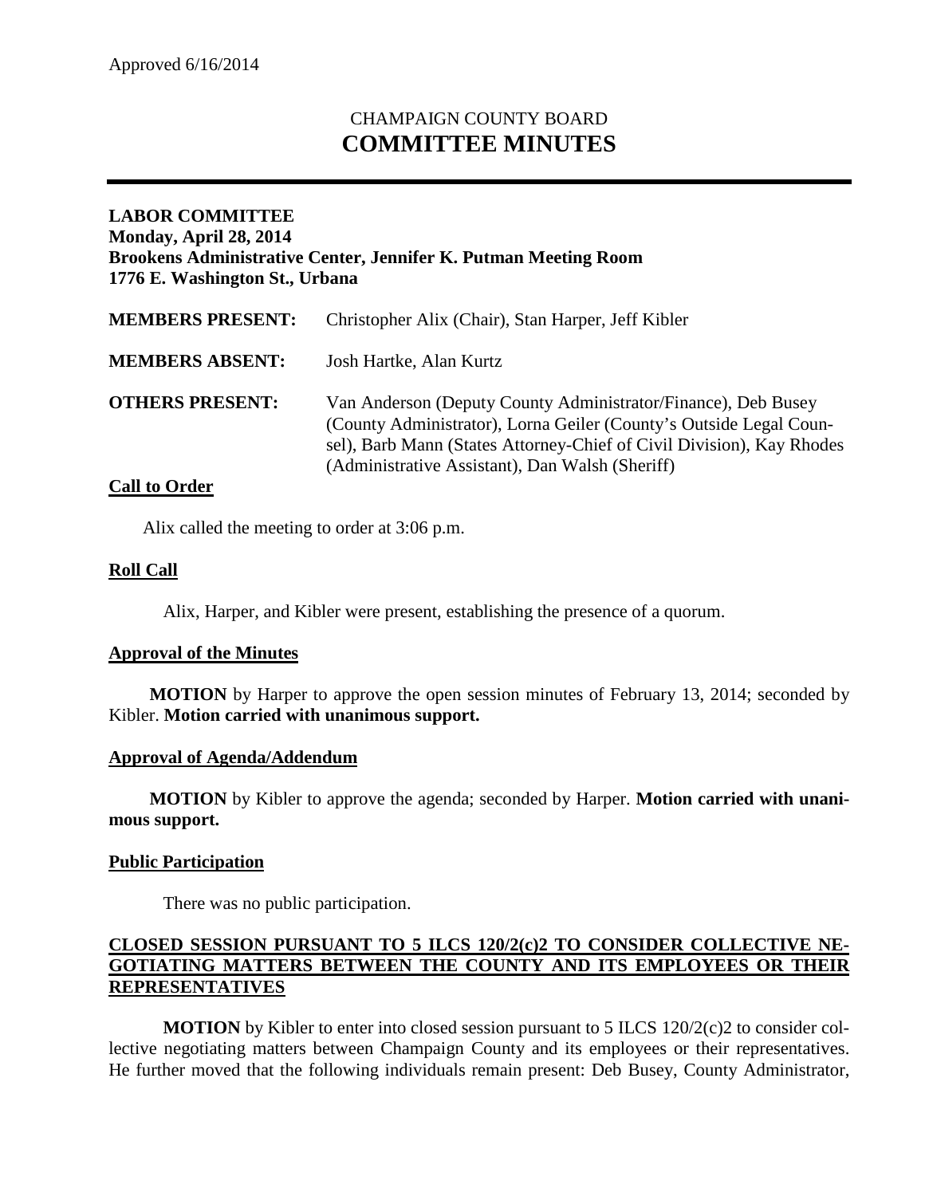Approved 6/16/2014

# CHAMPAIGN COUNTY BOARD
# COMMITTEE MINUTES

**LABOR COMMITTEE**
**Monday, April 28, 2014**
**Brookens Administrative Center, Jennifer K. Putman Meeting Room**
**1776 E. Washington St., Urbana**

| | |
|---|---|
| **MEMBERS PRESENT:** | Christopher Alix (Chair), Stan Harper, Jeff Kibler |
| **MEMBERS ABSENT:** | Josh Hartke, Alan Kurtz |
| **OTHERS PRESENT:** | Van Anderson (Deputy County Administrator/Finance), Deb Busey (County Administrator), Lorna Geiler (County's Outside Legal Counsel), Barb Mann (States Attorney-Chief of Civil Division), Kay Rhodes (Administrative Assistant), Dan Walsh (Sheriff) |

## Call to Order

Alix called the meeting to order at 3:06 p.m.

## Roll Call

Alix, Harper, and Kibler were present, establishing the presence of a quorum.

## Approval of the Minutes

**MOTION** by Harper to approve the open session minutes of February 13, 2014; seconded by Kibler. **Motion carried with unanimous support.**

## Approval of Agenda/Addendum

**MOTION** by Kibler to approve the agenda; seconded by Harper. **Motion carried with unanimous support.**

## Public Participation

There was no public participation.

## CLOSED SESSION PURSUANT TO 5 ILCS 120/2(c)2 TO CONSIDER COLLECTIVE NEGOTIATING MATTERS BETWEEN THE COUNTY AND ITS EMPLOYEES OR THEIR REPRESENTATIVES

**MOTION** by Kibler to enter into closed session pursuant to 5 ILCS 120/2(c)2 to consider collective negotiating matters between Champaign County and its employees or their representatives. He further moved that the following individuals remain present: Deb Busey, County Administrator,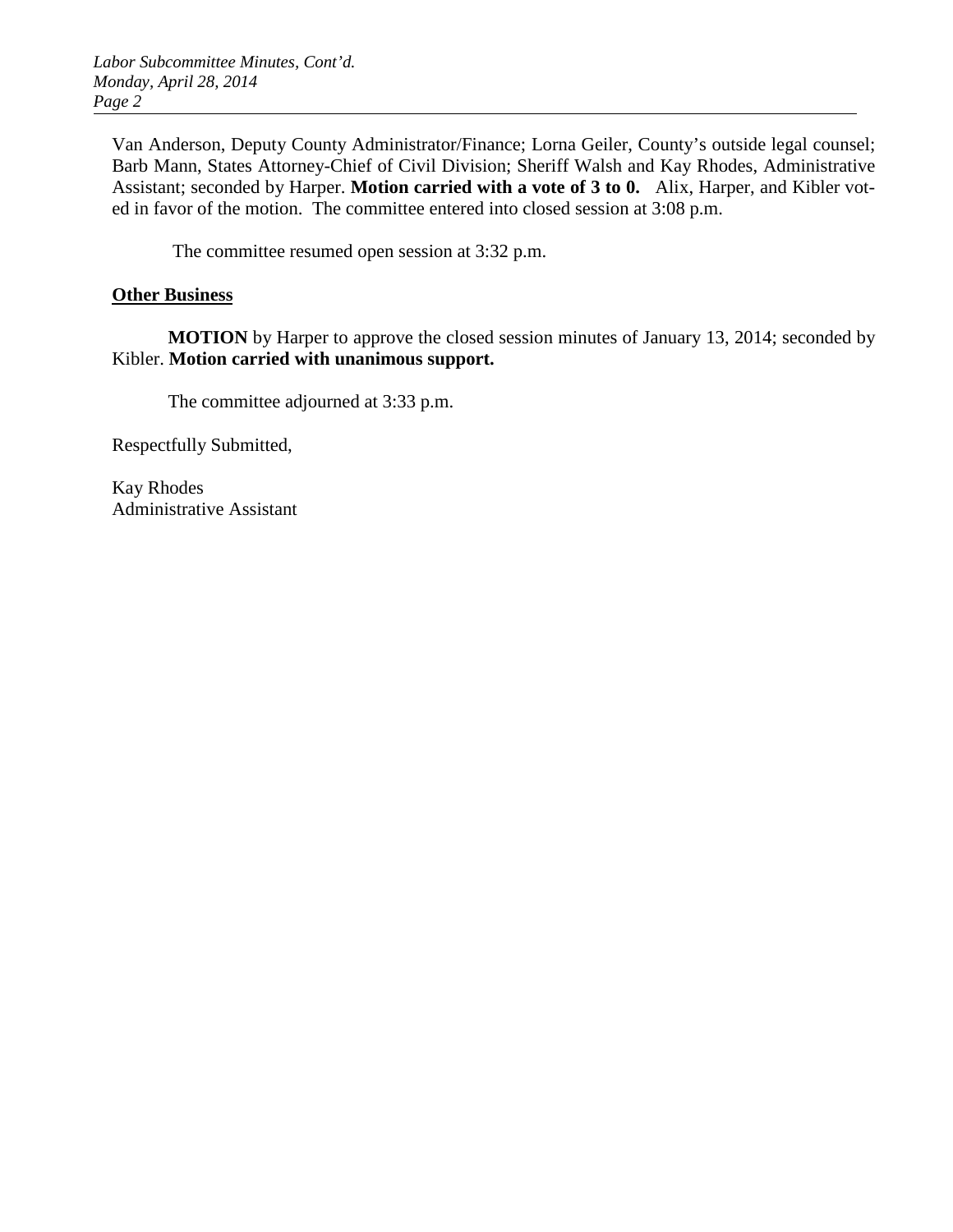Van Anderson, Deputy County Administrator/Finance; Lorna Geiler, County's outside legal counsel; Barb Mann, States Attorney-Chief of Civil Division; Sheriff Walsh and Kay Rhodes, Administrative Assistant; seconded by Harper. **Motion carried with a vote of 3 to 0.** Alix, Harper, and Kibler voted in favor of the motion. The committee entered into closed session at 3:08 p.m.

The committee resumed open session at 3:32 p.m.

**Other Business**

**MOTION** by Harper to approve the closed session minutes of January 13, 2014; seconded by Kibler. **Motion carried with unanimous support.**

The committee adjourned at 3:33 p.m.

Respectfully Submitted,

Kay Rhodes
Administrative Assistant